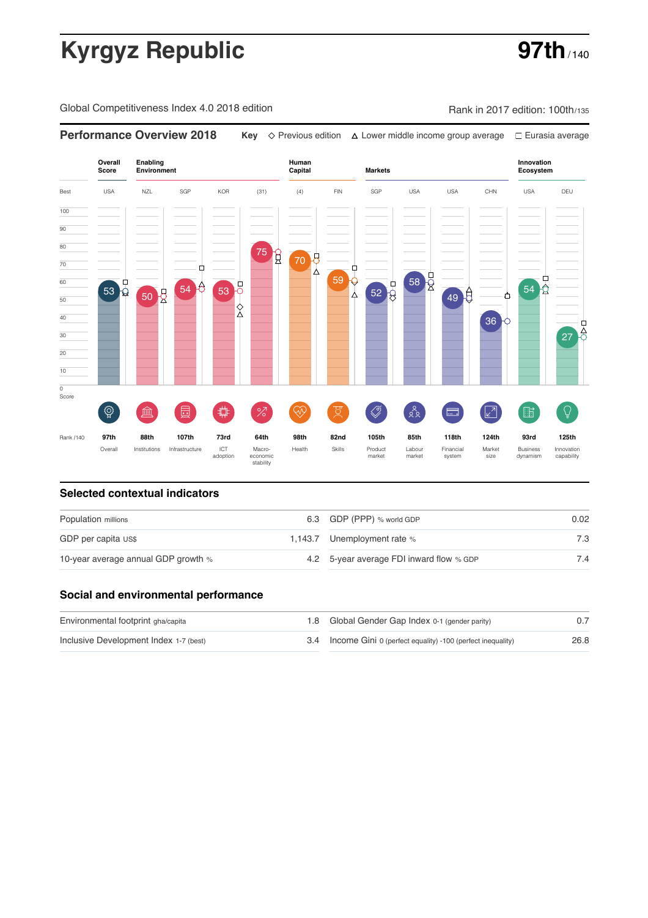# Kyrgyz Republic

**97th** / 140

Global Competitiveness Index 4.0 2018 edition

Rank in 2017 edition: 100th/135

## Performance Overview 2018

**Key** ◇ Previous edition △ Lower middle income group average □ Eurasia average

| | Overall Score | Enabling Environment | | | | Human Capital | | Markets | | | | Innovation Ecosystem | |
|---|---|---|---|---|---|---|---|---|---|---|---|---|---|
| Best | USA | NZL | SGP | KOR | (31) | (4) | FIN | SGP | USA | USA | CHN | USA | DEU |
| Score | 53 | 50 | 54 | 53 | 75 | 70 | 59 | 52 | 58 | 49 | 36 | 54 | 27 |
| Rank /140 | 97th | 88th | 107th | 73rd | 64th | 98th | 82nd | 105th | 85th | 118th | 124th | 93rd | 125th |
| | Overall | Institutions | Infrastructure | ICT adoption | Macro-economic stability | Health | Skills | Product market | Labour market | Financial system | Market size | Business dynamism | Innovation capability |

## Selected contextual indicators

| | | | |
|---|---|---|---|
| Population millions | 6.3 | GDP (PPP) % world GDP | 0.02 |
| GDP per capita US$ | 1,143.7 | Unemployment rate % | 7.3 |
| 10-year average annual GDP growth % | 4.2 | 5-year average FDI inward flow % GDP | 7.4 |

## Social and environmental performance

| | | | |
|---|---|---|---|
| Environmental footprint gha/capita | 1.8 | Global Gender Gap Index 0-1 (gender parity) | 0.7 |
| Inclusive Development Index 1-7 (best) | 3.4 | Income Gini 0 (perfect equality) -100 (perfect inequality) | 26.8 |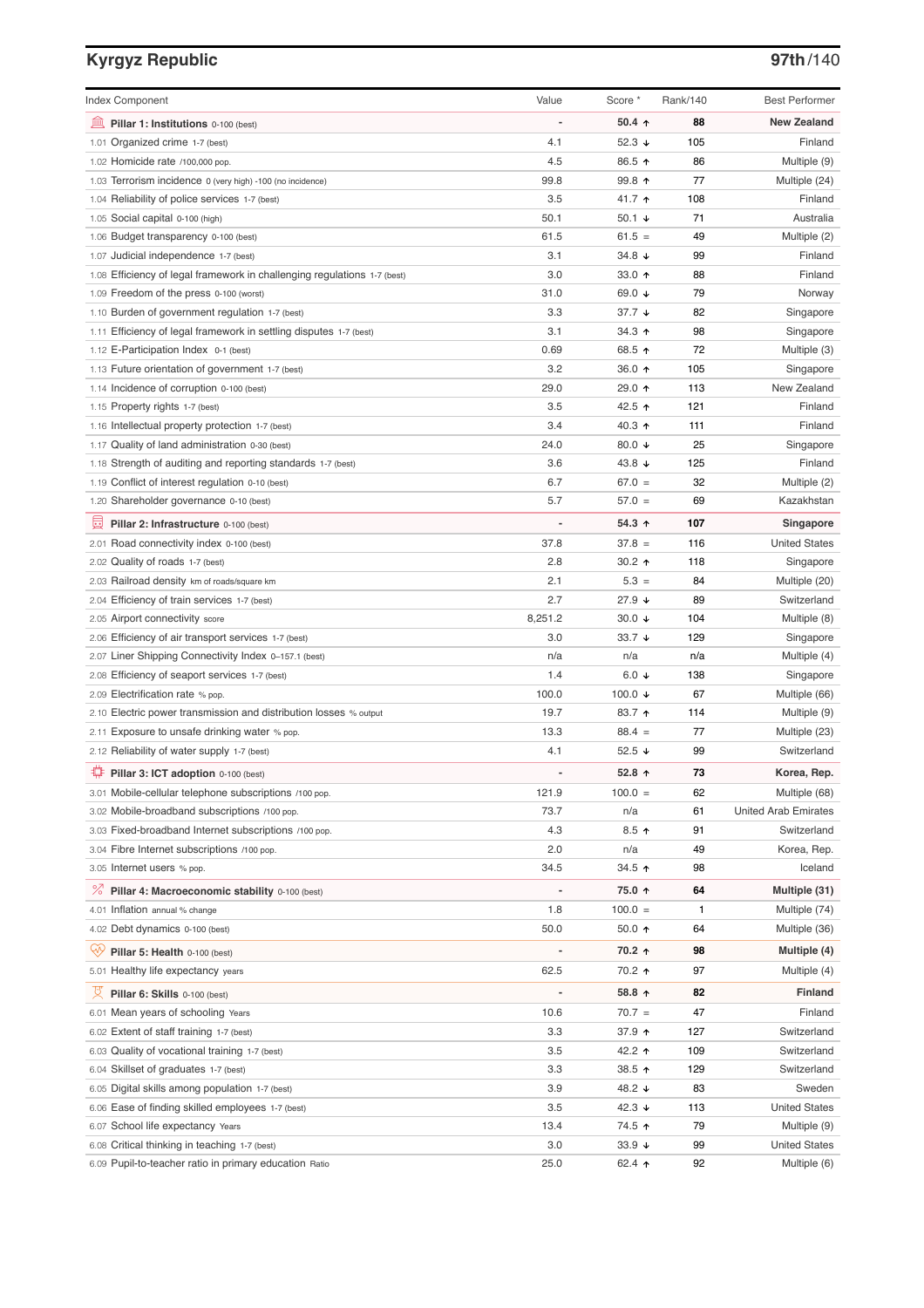## Kyrgyz Republic

**97th/140**

| Index Component | Value | Score * | Rank/140 | Best Performer |
|---|---|---|---|---|
| **Pillar 1: Institutions** 0-100 (best) | - | **50.4 ↑** | **88** | **New Zealand** |
| 1.01 Organized crime 1-7 (best) | 4.1 | 52.3 ↓ | 105 | Finland |
| 1.02 Homicide rate /100,000 pop. | 4.5 | 86.5 ↑ | 86 | Multiple (9) |
| 1.03 Terrorism incidence 0 (very high) -100 (no incidence) | 99.8 | 99.8 ↑ | 77 | Multiple (24) |
| 1.04 Reliability of police services 1-7 (best) | 3.5 | 41.7 ↑ | 108 | Finland |
| 1.05 Social capital 0-100 (high) | 50.1 | 50.1 ↓ | 71 | Australia |
| 1.06 Budget transparency 0-100 (best) | 61.5 | 61.5 = | 49 | Multiple (2) |
| 1.07 Judicial independence 1-7 (best) | 3.1 | 34.8 ↓ | 99 | Finland |
| 1.08 Efficiency of legal framework in challenging regulations 1-7 (best) | 3.0 | 33.0 ↑ | 88 | Finland |
| 1.09 Freedom of the press 0-100 (worst) | 31.0 | 69.0 ↓ | 79 | Norway |
| 1.10 Burden of government regulation 1-7 (best) | 3.3 | 37.7 ↓ | 82 | Singapore |
| 1.11 Efficiency of legal framework in settling disputes 1-7 (best) | 3.1 | 34.3 ↑ | 98 | Singapore |
| 1.12 E-Participation Index 0-1 (best) | 0.69 | 68.5 ↑ | 72 | Multiple (3) |
| 1.13 Future orientation of government 1-7 (best) | 3.2 | 36.0 ↑ | 105 | Singapore |
| 1.14 Incidence of corruption 0-100 (best) | 29.0 | 29.0 ↑ | 113 | New Zealand |
| 1.15 Property rights 1-7 (best) | 3.5 | 42.5 ↑ | 121 | Finland |
| 1.16 Intellectual property protection 1-7 (best) | 3.4 | 40.3 ↑ | 111 | Finland |
| 1.17 Quality of land administration 0-30 (best) | 24.0 | 80.0 ↓ | 25 | Singapore |
| 1.18 Strength of auditing and reporting standards 1-7 (best) | 3.6 | 43.8 ↓ | 125 | Finland |
| 1.19 Conflict of interest regulation 0-10 (best) | 6.7 | 67.0 = | 32 | Multiple (2) |
| 1.20 Shareholder governance 0-10 (best) | 5.7 | 57.0 = | 69 | Kazakhstan |
| **Pillar 2: Infrastructure** 0-100 (best) | - | **54.3 ↑** | **107** | **Singapore** |
| 2.01 Road connectivity index 0-100 (best) | 37.8 | 37.8 = | 116 | United States |
| 2.02 Quality of roads 1-7 (best) | 2.8 | 30.2 ↑ | 118 | Singapore |
| 2.03 Railroad density km of roads/square km | 2.1 | 5.3 = | 84 | Multiple (20) |
| 2.04 Efficiency of train services 1-7 (best) | 2.7 | 27.9 ↓ | 89 | Switzerland |
| 2.05 Airport connectivity score | 8,251.2 | 30.0 ↓ | 104 | Multiple (8) |
| 2.06 Efficiency of air transport services 1-7 (best) | 3.0 | 33.7 ↓ | 129 | Singapore |
| 2.07 Liner Shipping Connectivity Index 0–157.1 (best) | n/a | n/a | n/a | Multiple (4) |
| 2.08 Efficiency of seaport services 1-7 (best) | 1.4 | 6.0 ↓ | 138 | Singapore |
| 2.09 Electrification rate % pop. | 100.0 | 100.0 ↓ | 67 | Multiple (66) |
| 2.10 Electric power transmission and distribution losses % output | 19.7 | 83.7 ↑ | 114 | Multiple (9) |
| 2.11 Exposure to unsafe drinking water % pop. | 13.3 | 88.4 = | 77 | Multiple (23) |
| 2.12 Reliability of water supply 1-7 (best) | 4.1 | 52.5 ↓ | 99 | Switzerland |
| **Pillar 3: ICT adoption** 0-100 (best) | - | **52.8 ↑** | **73** | **Korea, Rep.** |
| 3.01 Mobile-cellular telephone subscriptions /100 pop. | 121.9 | 100.0 = | 62 | Multiple (68) |
| 3.02 Mobile-broadband subscriptions /100 pop. | 73.7 | n/a | 61 | United Arab Emirates |
| 3.03 Fixed-broadband Internet subscriptions /100 pop. | 4.3 | 8.5 ↑ | 91 | Switzerland |
| 3.04 Fibre Internet subscriptions /100 pop. | 2.0 | n/a | 49 | Korea, Rep. |
| 3.05 Internet users % pop. | 34.5 | 34.5 ↑ | 98 | Iceland |
| **Pillar 4: Macroeconomic stability** 0-100 (best) | - | **75.0 ↑** | **64** | **Multiple (31)** |
| 4.01 Inflation annual % change | 1.8 | 100.0 = | 1 | Multiple (74) |
| 4.02 Debt dynamics 0-100 (best) | 50.0 | 50.0 ↑ | 64 | Multiple (36) |
| **Pillar 5: Health** 0-100 (best) | - | **70.2 ↑** | **98** | **Multiple (4)** |
| 5.01 Healthy life expectancy years | 62.5 | 70.2 ↑ | 97 | Multiple (4) |
| **Pillar 6: Skills** 0-100 (best) | - | **58.8 ↑** | **82** | **Finland** |
| 6.01 Mean years of schooling Years | 10.6 | 70.7 = | 47 | Finland |
| 6.02 Extent of staff training 1-7 (best) | 3.3 | 37.9 ↑ | 127 | Switzerland |
| 6.03 Quality of vocational training 1-7 (best) | 3.5 | 42.2 ↑ | 109 | Switzerland |
| 6.04 Skillset of graduates 1-7 (best) | 3.3 | 38.5 ↑ | 129 | Switzerland |
| 6.05 Digital skills among population 1-7 (best) | 3.9 | 48.2 ↓ | 83 | Sweden |
| 6.06 Ease of finding skilled employees 1-7 (best) | 3.5 | 42.3 ↓ | 113 | United States |
| 6.07 School life expectancy Years | 13.4 | 74.5 ↑ | 79 | Multiple (9) |
| 6.08 Critical thinking in teaching 1-7 (best) | 3.0 | 33.9 ↓ | 99 | United States |
| 6.09 Pupil-to-teacher ratio in primary education Ratio | 25.0 | 62.4 ↑ | 92 | Multiple (6) |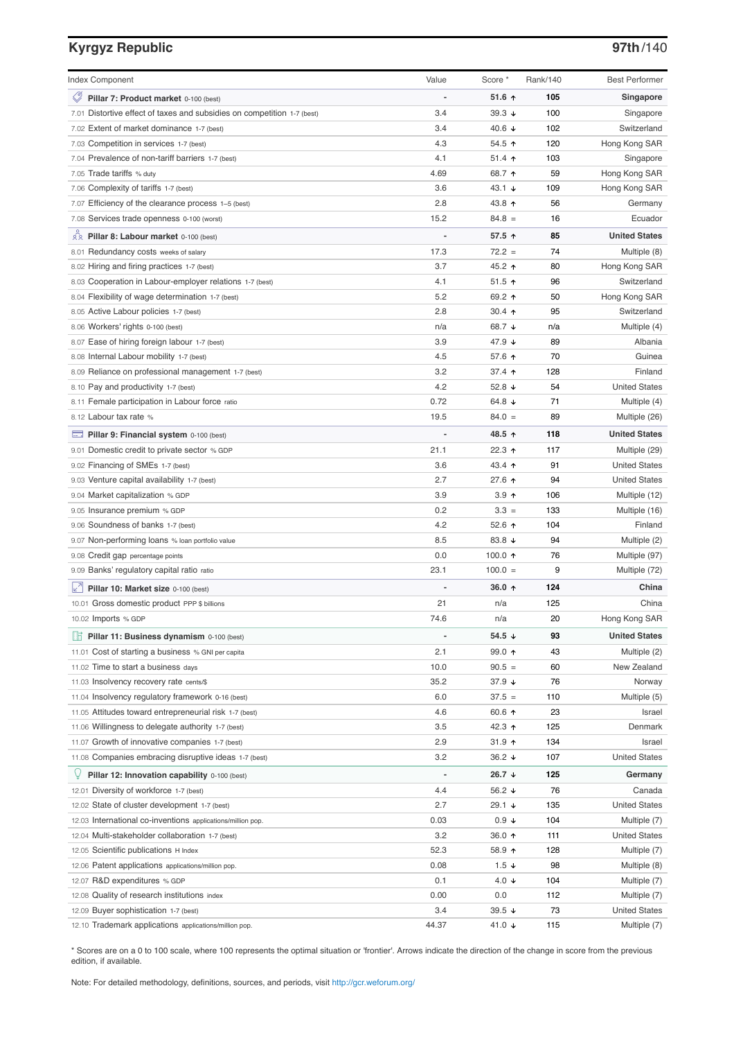## Kyrgyz Republic

**97th**/140

| Index Component | Value | Score * | Rank/140 | Best Performer |
|---|---|---|---|---|
| **Pillar 7: Product market** 0-100 (best) | - | **51.6 ↑** | **105** | **Singapore** |
| 7.01 Distortive effect of taxes and subsidies on competition 1-7 (best) | 3.4 | 39.3 ↓ | 100 | Singapore |
| 7.02 Extent of market dominance 1-7 (best) | 3.4 | 40.6 ↓ | 102 | Switzerland |
| 7.03 Competition in services 1-7 (best) | 4.3 | 54.5 ↑ | 120 | Hong Kong SAR |
| 7.04 Prevalence of non-tariff barriers 1-7 (best) | 4.1 | 51.4 ↑ | 103 | Singapore |
| 7.05 Trade tariffs % duty | 4.69 | 68.7 ↑ | 59 | Hong Kong SAR |
| 7.06 Complexity of tariffs 1-7 (best) | 3.6 | 43.1 ↓ | 109 | Hong Kong SAR |
| 7.07 Efficiency of the clearance process 1–5 (best) | 2.8 | 43.8 ↑ | 56 | Germany |
| 7.08 Services trade openness 0-100 (worst) | 15.2 | 84.8 = | 16 | Ecuador |
| **Pillar 8: Labour market** 0-100 (best) | - | **57.5 ↑** | **85** | **United States** |
| 8.01 Redundancy costs weeks of salary | 17.3 | 72.2 = | 74 | Multiple (8) |
| 8.02 Hiring and firing practices 1-7 (best) | 3.7 | 45.2 ↑ | 80 | Hong Kong SAR |
| 8.03 Cooperation in Labour-employer relations 1-7 (best) | 4.1 | 51.5 ↑ | 96 | Switzerland |
| 8.04 Flexibility of wage determination 1-7 (best) | 5.2 | 69.2 ↑ | 50 | Hong Kong SAR |
| 8.05 Active Labour policies 1-7 (best) | 2.8 | 30.4 ↑ | 95 | Switzerland |
| 8.06 Workers' rights 0-100 (best) | n/a | 68.7 ↓ | n/a | Multiple (4) |
| 8.07 Ease of hiring foreign labour 1-7 (best) | 3.9 | 47.9 ↓ | 89 | Albania |
| 8.08 Internal Labour mobility 1-7 (best) | 4.5 | 57.6 ↑ | 70 | Guinea |
| 8.09 Reliance on professional management 1-7 (best) | 3.2 | 37.4 ↑ | 128 | Finland |
| 8.10 Pay and productivity 1-7 (best) | 4.2 | 52.8 ↓ | 54 | United States |
| 8.11 Female participation in Labour force ratio | 0.72 | 64.8 ↓ | 71 | Multiple (4) |
| 8.12 Labour tax rate % | 19.5 | 84.0 = | 89 | Multiple (26) |
| **Pillar 9: Financial system** 0-100 (best) | - | **48.5 ↑** | **118** | **United States** |
| 9.01 Domestic credit to private sector % GDP | 21.1 | 22.3 ↑ | 117 | Multiple (29) |
| 9.02 Financing of SMEs 1-7 (best) | 3.6 | 43.4 ↑ | 91 | United States |
| 9.03 Venture capital availability 1-7 (best) | 2.7 | 27.6 ↑ | 94 | United States |
| 9.04 Market capitalization % GDP | 3.9 | 3.9 ↑ | 106 | Multiple (12) |
| 9.05 Insurance premium % GDP | 0.2 | 3.3 = | 133 | Multiple (16) |
| 9.06 Soundness of banks 1-7 (best) | 4.2 | 52.6 ↑ | 104 | Finland |
| 9.07 Non-performing loans % loan portfolio value | 8.5 | 83.8 ↓ | 94 | Multiple (2) |
| 9.08 Credit gap percentage points | 0.0 | 100.0 ↑ | 76 | Multiple (97) |
| 9.09 Banks' regulatory capital ratio ratio | 23.1 | 100.0 = | 9 | Multiple (72) |
| **Pillar 10: Market size** 0-100 (best) | - | **36.0 ↑** | **124** | **China** |
| 10.01 Gross domestic product PPP $ billions | 21 | n/a | 125 | China |
| 10.02 Imports % GDP | 74.6 | n/a | 20 | Hong Kong SAR |
| **Pillar 11: Business dynamism** 0-100 (best) | - | **54.5 ↓** | **93** | **United States** |
| 11.01 Cost of starting a business % GNI per capita | 2.1 | 99.0 ↑ | 43 | Multiple (2) |
| 11.02 Time to start a business days | 10.0 | 90.5 = | 60 | New Zealand |
| 11.03 Insolvency recovery rate cents/$ | 35.2 | 37.9 ↓ | 76 | Norway |
| 11.04 Insolvency regulatory framework 0-16 (best) | 6.0 | 37.5 = | 110 | Multiple (5) |
| 11.05 Attitudes toward entrepreneurial risk 1-7 (best) | 4.6 | 60.6 ↑ | 23 | Israel |
| 11.06 Willingness to delegate authority 1-7 (best) | 3.5 | 42.3 ↑ | 125 | Denmark |
| 11.07 Growth of innovative companies 1-7 (best) | 2.9 | 31.9 ↑ | 134 | Israel |
| 11.08 Companies embracing disruptive ideas 1-7 (best) | 3.2 | 36.2 ↓ | 107 | United States |
| **Pillar 12: Innovation capability** 0-100 (best) | - | **26.7 ↓** | **125** | **Germany** |
| 12.01 Diversity of workforce 1-7 (best) | 4.4 | 56.2 ↓ | 76 | Canada |
| 12.02 State of cluster development 1-7 (best) | 2.7 | 29.1 ↓ | 135 | United States |
| 12.03 International co-inventions applications/million pop. | 0.03 | 0.9 ↓ | 104 | Multiple (7) |
| 12.04 Multi-stakeholder collaboration 1-7 (best) | 3.2 | 36.0 ↑ | 111 | United States |
| 12.05 Scientific publications H Index | 52.3 | 58.9 ↑ | 128 | Multiple (7) |
| 12.06 Patent applications applications/million pop. | 0.08 | 1.5 ↓ | 98 | Multiple (8) |
| 12.07 R&D expenditures % GDP | 0.1 | 4.0 ↓ | 104 | Multiple (7) |
| 12.08 Quality of research institutions index | 0.00 | 0.0 | 112 | Multiple (7) |
| 12.09 Buyer sophistication 1-7 (best) | 3.4 | 39.5 ↓ | 73 | United States |
| 12.10 Trademark applications applications/million pop. | 44.37 | 41.0 ↓ | 115 | Multiple (7) |

* Scores are on a 0 to 100 scale, where 100 represents the optimal situation or 'frontier'. Arrows indicate the direction of the change in score from the previous edition, if available.

Note: For detailed methodology, definitions, sources, and periods, visit http://gcr.weforum.org/